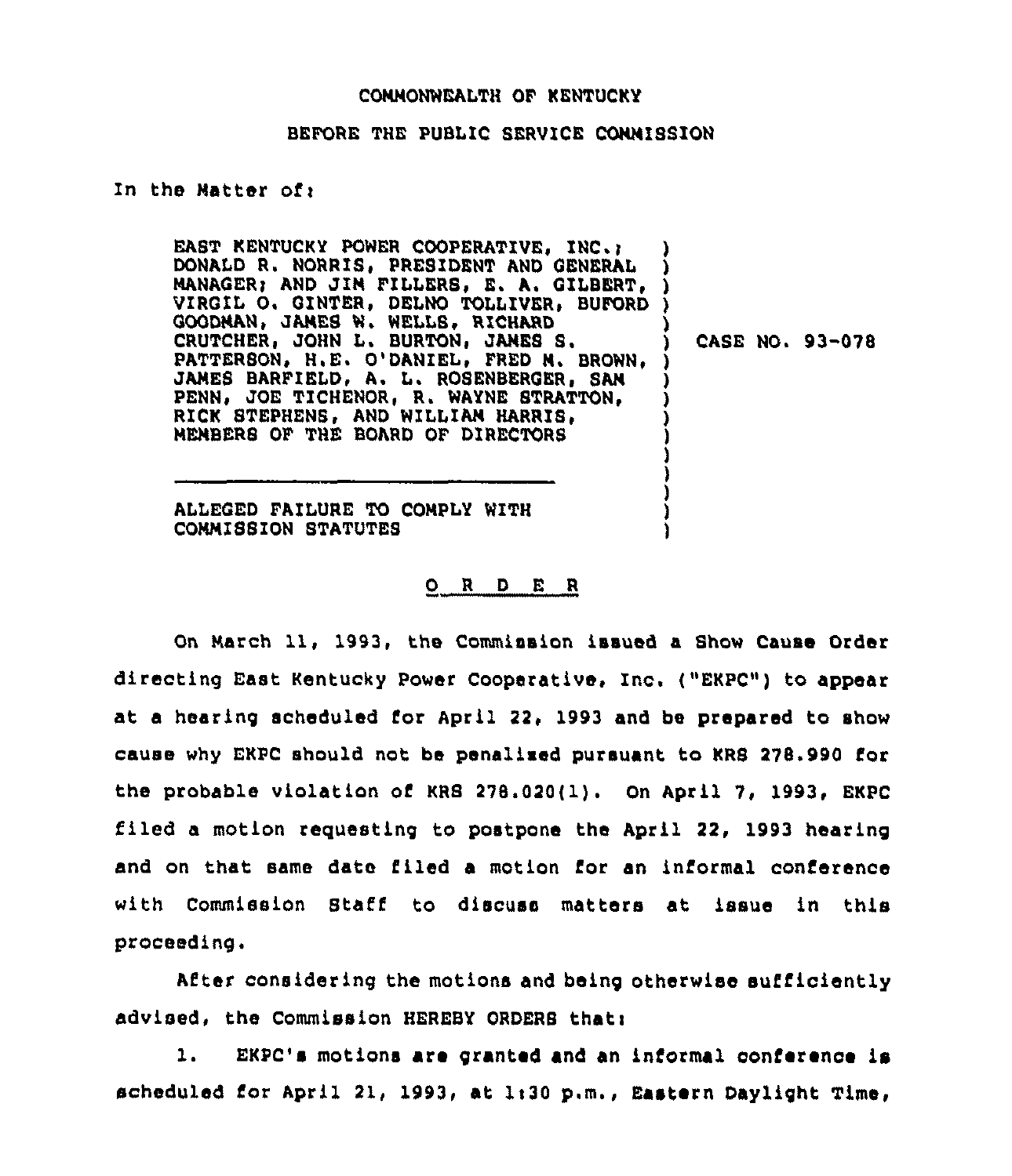COMMONWEALTH OF KENTUCKY

BEFORE THE PUBLIC SERVICE COMMISSION

In the Matter of:

| | | |
|---|---|---|
| EAST KENTUCKY POWER COOPERATIVE, INC.; DONALD R. NORRIS, PRESIDENT AND GENERAL MANAGER; AND JIM FILLERS, E. A. GILBERT, VIRGIL O. GINTER, DELNO TOLLIVER, BUFORD GOODMAN, JAMES W. WELLS, RICHARD CRUTCHER, JOHN L. BURTON, JAMES S. PATTERSON, H.E. O'DANIEL, FRED M. BROWN, JAMES BARFIELD, A. L. ROSENBERGER, SAM PENN, JOE TICHENOR, R. WAYNE STRATTON, RICK STEPHENS, AND WILLIAM HARRIS, MEMBERS OF THE BOARD OF DIRECTORS<br><br>---<br><br>ALLEGED FAILURE TO COMPLY WITH COMMISSION STATUTES | ) | CASE NO. 93-078 |

O R D E R

On March 11, 1993, the Commission issued a Show Cause Order directing East Kentucky Power Cooperative, Inc. ("EKPC") to appear at a hearing scheduled for April 22, 1993 and be prepared to show cause why EKPC should not be penalized pursuant to KRS 278.990 for the probable violation of KRS 278.020(1). On April 7, 1993, EKPC filed a motion requesting to postpone the April 22, 1993 hearing and on that same date filed a motion for an informal conference with Commission Staff to discuss matters at issue in this proceeding.

After considering the motions and being otherwise sufficiently advised, the Commission HEREBY ORDERS that:

1. EKPC's motions are granted and an informal conference is scheduled for April 21, 1993, at 1:30 p.m., Eastern Daylight Time,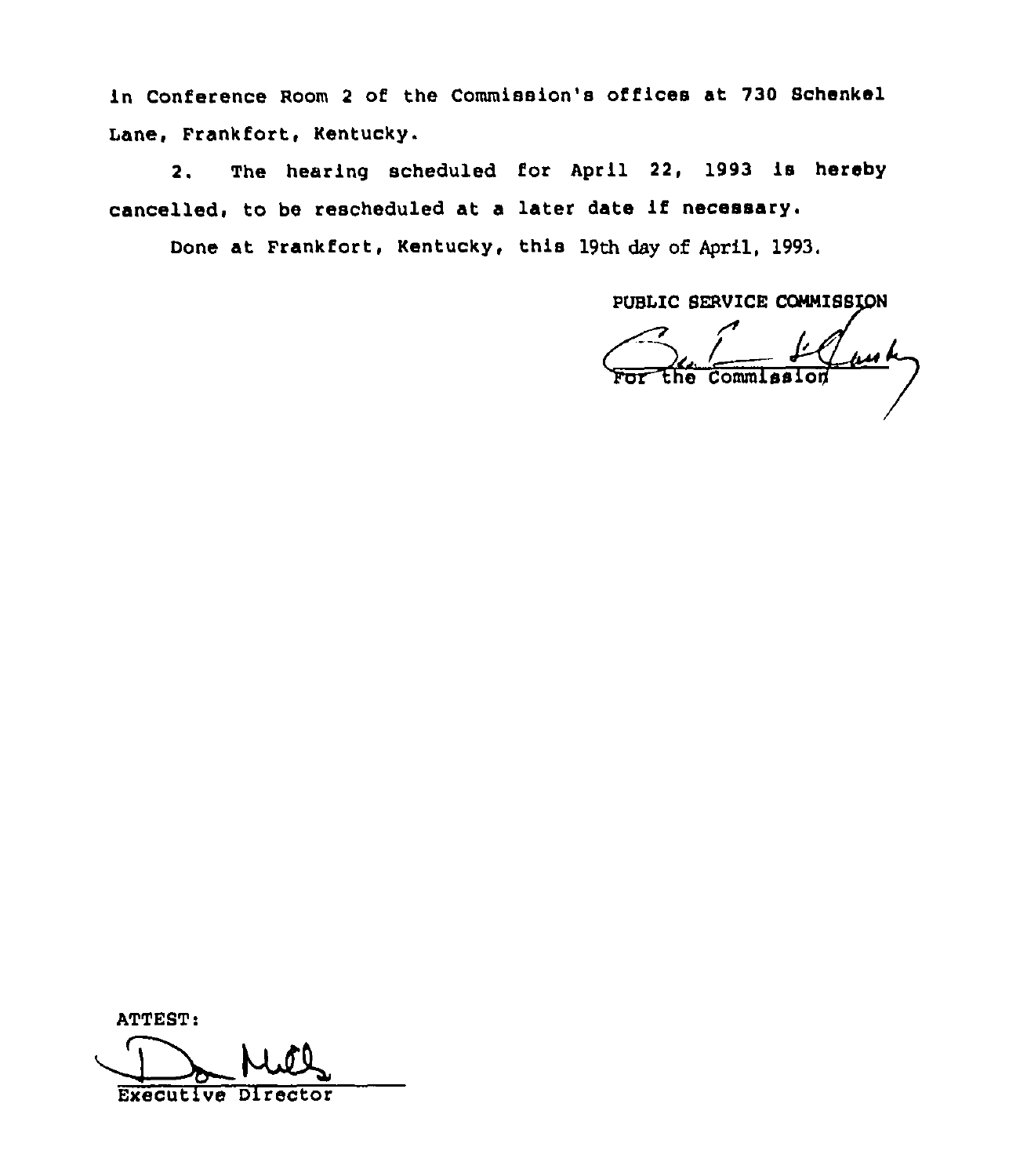in Conference Room 2 of the Commission's offices at 730 Schenkel Lane, Frankfort, Kentucky.

2. The hearing scheduled for April 22, 1993 is hereby cancelled, to be rescheduled at a later date if necessary.

Done at Frankfort, Kentucky, this 19th day of April, 1993.

PUBLIC SERVICE COMMISSION

For the Commission

ATTEST:

Executive Director